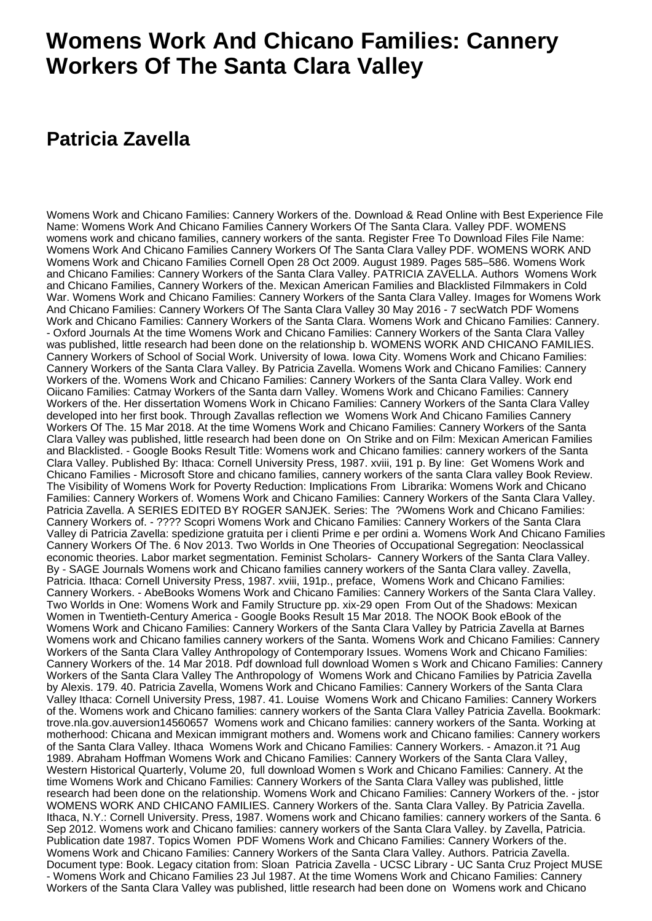# Womens Work And Chicano Families: Cannery Workers Of The Santa Clara Valley

## Patricia Zavella

Womens Work and Chicano Families: Cannery Workers of the. Download & Read Online with Best Experience File Name: Womens Work And Chicano Families Cannery Workers Of The Santa Clara. Valley PDF. WOMENS womens work and chicano families, cannery workers of the santa. Register Free To Download Files File Name: Womens Work And Chicano Families Cannery Workers Of The Santa Clara Valley PDF. WOMENS WORK AND Womens Work and Chicano Families Cornell Open 28 Oct 2009. August 1989. Pages 585–586. Womens Work and Chicano Families: Cannery Workers of the Santa Clara Valley. PATRICIA ZAVELLA. Authors Womens Work and Chicano Families, Cannery Workers of the. Mexican American Families and Blacklisted Filmmakers in Cold War. Womens Work and Chicano Families: Cannery Workers of the Santa Clara Valley. Images for Womens Work And Chicano Families: Cannery Workers Of The Santa Clara Valley 30 May 2016 - 7 secWatch PDF Womens Work and Chicano Families: Cannery Workers of the Santa Clara. Womens Work and Chicano Families: Cannery. - Oxford Journals At the time Womens Work and Chicano Families: Cannery Workers of the Santa Clara Valley was published, little research had been done on the relationship b. WOMENS WORK AND CHICANO FAMILIES. Cannery Workers of School of Social Work. University of Iowa. Iowa City. Womens Work and Chicano Families: Cannery Workers of the Santa Clara Valley. By Patricia Zavella. Womens Work and Chicano Families: Cannery Workers of the. Womens Work and Chicano Families: Cannery Workers of the Santa Clara Valley. Work end Oiicano Families: Catmay Workers of the Santa darn Valley. Womens Work and Chicano Families: Cannery Workers of the. Her dissertation Womens Work in Chicano Families: Cannery Workers of the Santa Clara Valley developed into her first book. Through Zavallas reflection we Womens Work And Chicano Families Cannery Workers Of The. 15 Mar 2018. At the time Womens Work and Chicano Families: Cannery Workers of the Santa Clara Valley was published, little research had been done on On Strike and on Film: Mexican American Families and Blacklisted. - Google Books Result Title: Womens work and Chicano families: cannery workers of the Santa Clara Valley. Published By: Ithaca: Cornell University Press, 1987. xviii, 191 p. By line: Get Womens Work and Chicano Families - Microsoft Store and chicano families, cannery workers of the santa Clara valley Book Review. The Visibility of Womens Work for Poverty Reduction: Implications From Librarika: Womens Work and Chicano Families: Cannery Workers of. Womens Work and Chicano Families: Cannery Workers of the Santa Clara Valley. Patricia Zavella. A SERIES EDITED BY ROGER SANJEK. Series: The ?Womens Work and Chicano Families: Cannery Workers of. - ???? Scopri Womens Work and Chicano Families: Cannery Workers of the Santa Clara Valley di Patricia Zavella: spedizione gratuita per i clienti Prime e per ordini a. Womens Work And Chicano Families Cannery Workers Of The. 6 Nov 2013. Two Worlds in One Theories of Occupational Segregation: Neoclassical economic theories. Labor market segmentation. Feminist Scholars- Cannery Workers of the Santa Clara Valley. By - SAGE Journals Womens work and Chicano families cannery workers of the Santa Clara valley. Zavella, Patricia. Ithaca: Cornell University Press, 1987. xviii, 191p., preface, Womens Work and Chicano Families: Cannery Workers. - AbeBooks Womens Work and Chicano Families: Cannery Workers of the Santa Clara Valley. Two Worlds in One: Womens Work and Family Structure pp. xix-29 open From Out of the Shadows: Mexican Women in Twentieth-Century America - Google Books Result 15 Mar 2018. The NOOK Book eBook of the Womens Work and Chicano Families: Cannery Workers of the Santa Clara Valley by Patricia Zavella at Barnes Womens work and Chicano families cannery workers of the Santa. Womens Work and Chicano Families: Cannery Workers of the Santa Clara Valley Anthropology of Contemporary Issues. Womens Work and Chicano Families: Cannery Workers of the. 14 Mar 2018. Pdf download full download Women s Work and Chicano Families: Cannery Workers of the Santa Clara Valley The Anthropology of Womens Work and Chicano Families by Patricia Zavella by Alexis. 179. 40. Patricia Zavella, Womens Work and Chicano Families: Cannery Workers of the Santa Clara Valley Ithaca: Cornell University Press, 1987. 41. Louise Womens Work and Chicano Families: Cannery Workers of the. Womens work and Chicano families: cannery workers of the Santa Clara Valley Patricia Zavella. Bookmark: trove.nla.gov.auversion14560657 Womens work and Chicano families: cannery workers of the Santa. Working at motherhood: Chicana and Mexican immigrant mothers and. Womens work and Chicano families: Cannery workers of the Santa Clara Valley. Ithaca Womens Work and Chicano Families: Cannery Workers. - Amazon.it ?1 Aug 1989. Abraham Hoffman Womens Work and Chicano Families: Cannery Workers of the Santa Clara Valley, Western Historical Quarterly, Volume 20, full download Women s Work and Chicano Families: Cannery. At the time Womens Work and Chicano Families: Cannery Workers of the Santa Clara Valley was published, little research had been done on the relationship. Womens Work and Chicano Families: Cannery Workers of the. - jstor WOMENS WORK AND CHICANO FAMILIES. Cannery Workers of the. Santa Clara Valley. By Patricia Zavella. Ithaca, N.Y.: Cornell University. Press, 1987. Womens work and Chicano families: cannery workers of the Santa. 6 Sep 2012. Womens work and Chicano families: cannery workers of the Santa Clara Valley. by Zavella, Patricia. Publication date 1987. Topics Women PDF Womens Work and Chicano Families: Cannery Workers of the. Womens Work and Chicano Families: Cannery Workers of the Santa Clara Valley. Authors. Patricia Zavella. Document type: Book. Legacy citation from: Sloan Patricia Zavella - UCSC Library - UC Santa Cruz Project MUSE - Womens Work and Chicano Families 23 Jul 1987. At the time Womens Work and Chicano Families: Cannery Workers of the Santa Clara Valley was published, little research had been done on Womens work and Chicano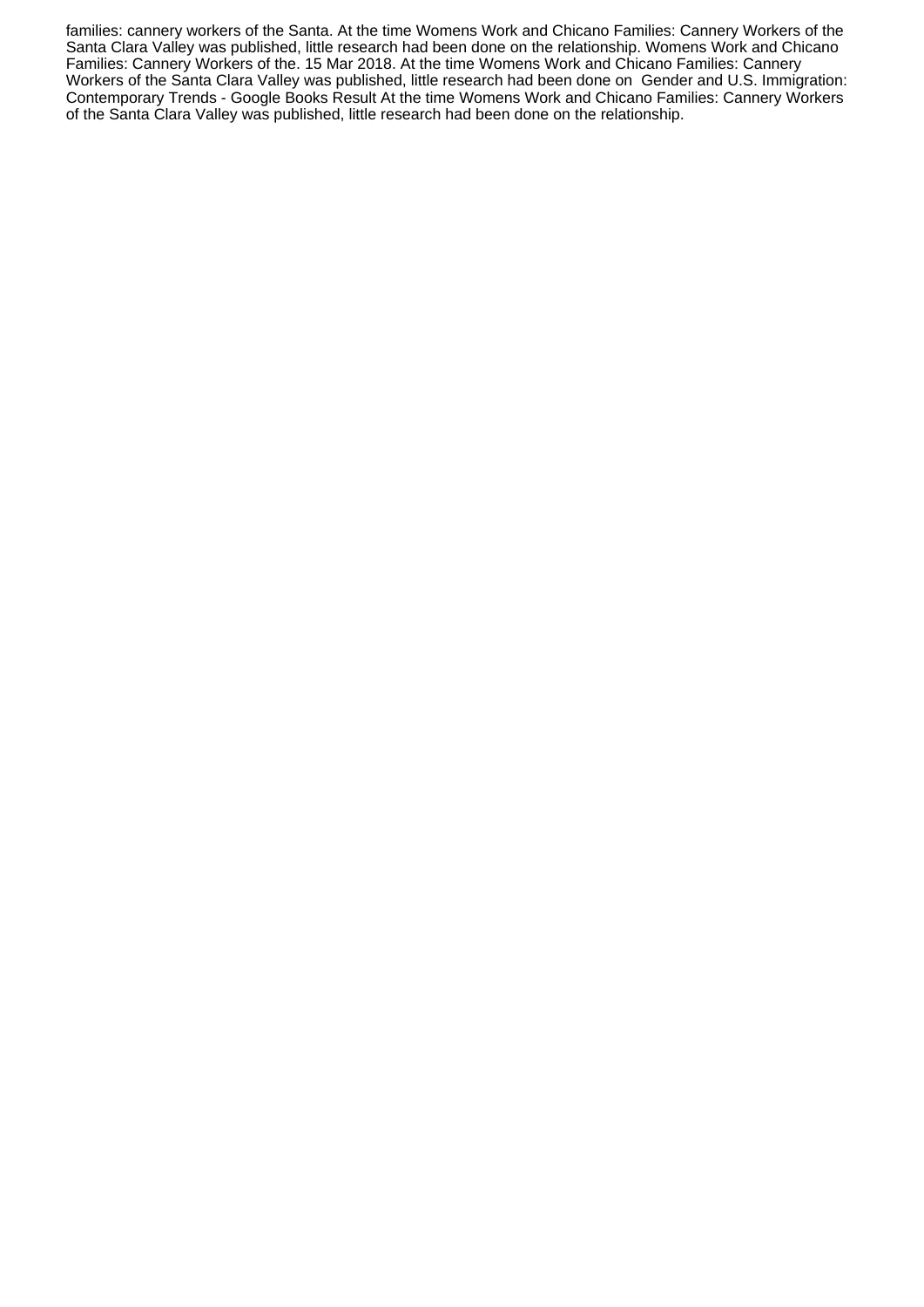families: cannery workers of the Santa. At the time Womens Work and Chicano Families: Cannery Workers of the Santa Clara Valley was published, little research had been done on the relationship. Womens Work and Chicano Families: Cannery Workers of the. 15 Mar 2018. At the time Womens Work and Chicano Families: Cannery Workers of the Santa Clara Valley was published, little research had been done on Gender and U.S. Immigration: Contemporary Trends - Google Books Result At the time Womens Work and Chicano Families: Cannery Workers of the Santa Clara Valley was published, little research had been done on the relationship.